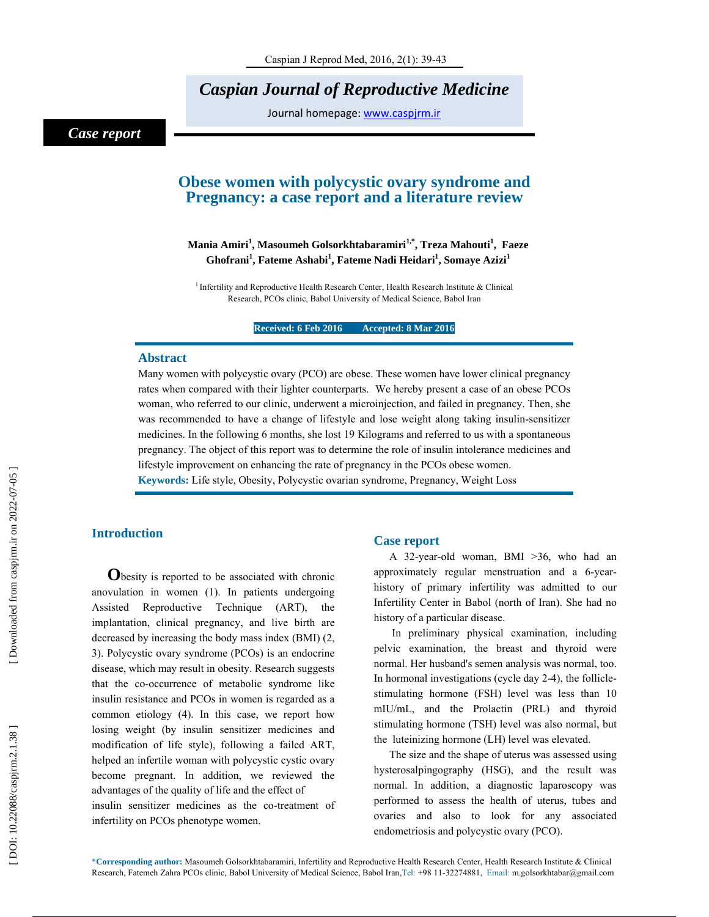*Case report*

# Obese women with polycystic ovary syndrome and Pregnancy: a case report and a literature review

**Mania Amiri[1], Masoumeh Golsorkhtabaramiri[1,*], Treza Mahouti[1], Faeze Ghofrani[1], Fateme Ashabi[1], Fateme Nadi Heidari[1], Somaye Azizi[1]**

[1] Infertility and Reproductive Health Research Center, Health Research Institute & Clinical Research, PCOs clinic, Babol University of Medical Science, Babol Iran

**Received: 6 Feb 2016 Accepted: 8 Mar 2016**

## Abstract

Many women with polycystic ovary (PCO) are obese. These women have lower clinical pregnancy rates when compared with their lighter counterparts. We hereby present a case of an obese PCOs woman, who referred to our clinic, underwent a microinjection, and failed in pregnancy. Then, she was recommended to have a change of lifestyle and lose weight along taking insulin-sensitizer medicines. In the following 6 months, she lost 19 Kilograms and referred to us with a spontaneous pregnancy. The object of this report was to determine the role of insulin intolerance medicines and lifestyle improvement on enhancing the rate of pregnancy in the PCOs obese women.

**Keywords:** Life style, Obesity, Polycystic ovarian syndrome, Pregnancy, Weight Loss

## Introduction

Obesity is reported to be associated with chronic anovulation in women (1). In patients undergoing Assisted Reproductive Technique (ART), the implantation, clinical pregnancy, and live birth are decreased by increasing the body mass index (BMI) (2, 3). Polycystic ovary syndrome (PCOs) is an endocrine disease, which may result in obesity. Research suggests that the co-occurrence of metabolic syndrome like insulin resistance and PCOs in women is regarded as a common etiology (4). In this case, we report how losing weight (by insulin sensitizer medicines and modification of life style), following a failed ART, helped an infertile woman with polycystic cystic ovary become pregnant. In addition, we reviewed the advantages of the quality of life and the effect of insulin sensitizer medicines as the co-treatment of infertility on PCOs phenotype women.

## Case report

A 32-year-old woman, BMI >36, who had an approximately regular menstruation and a 6-year-history of primary infertility was admitted to our Infertility Center in Babol (north of Iran). She had no history of a particular disease.

In preliminary physical examination, including pelvic examination, the breast and thyroid were normal. Her husband's semen analysis was normal, too. In hormonal investigations (cycle day 2-4), the follicle-stimulating hormone (FSH) level was less than 10 mIU/mL, and the Prolactin (PRL) and thyroid stimulating hormone (TSH) level was also normal, but the luteinizing hormone (LH) level was elevated.

The size and the shape of uterus was assessed using hysterosalpingography (HSG), and the result was normal. In addition, a diagnostic laparoscopy was performed to assess the health of uterus, tubes and ovaries and also to look for any associated endometriosis and polycystic ovary (PCO).

*Corresponding author: Masoumeh Golsorkhtabaramiri, Infertility and Reproductive Health Research Center, Health Research Institute & Clinical Research, Fatemeh Zahra PCOs clinic, Babol University of Medical Science, Babol Iran, Tel: +98 11-32274881, Email: m.golsorkhtabar@gmail.com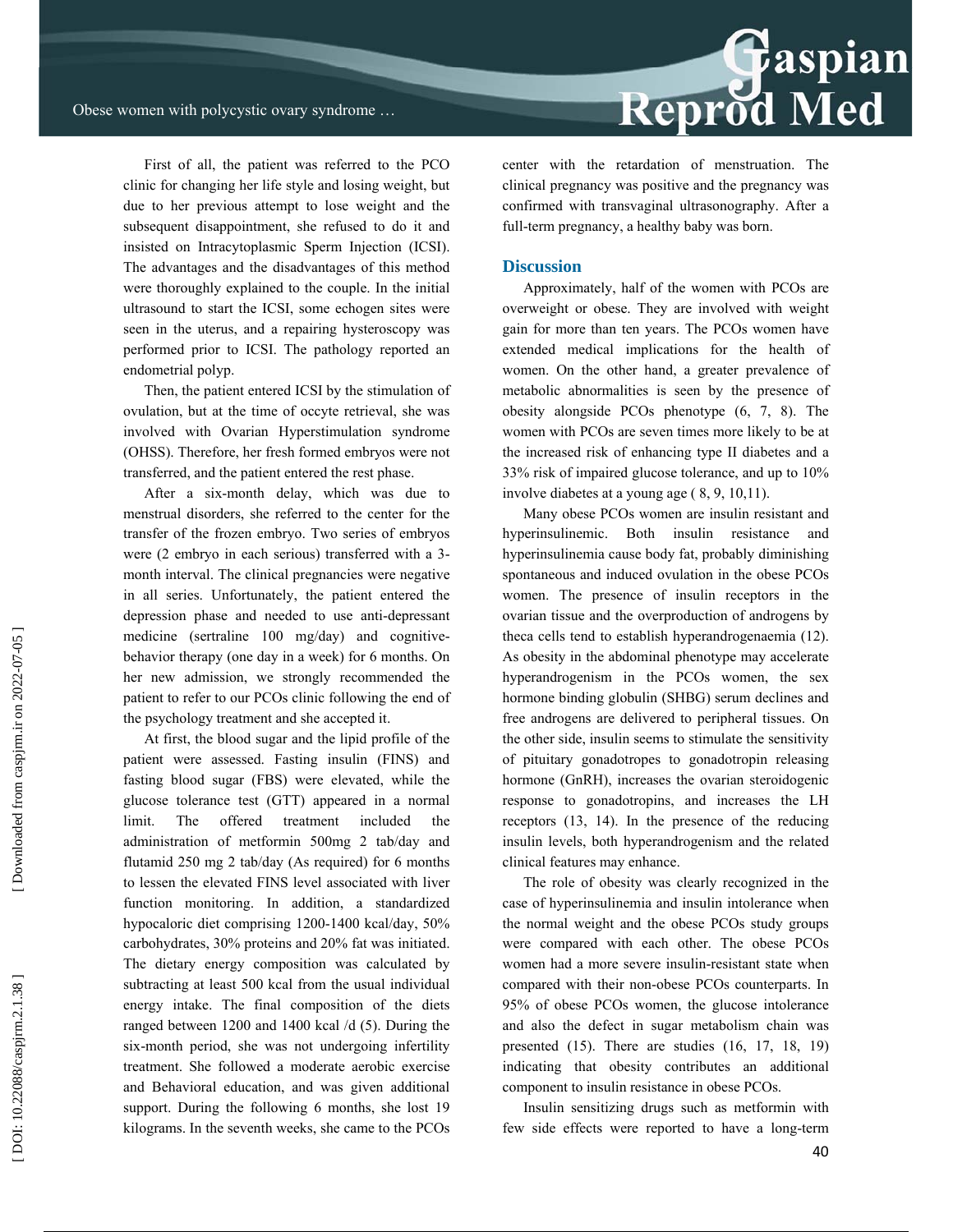First of all, the patient was referred to the PCO clinic for changing her life style and losing weight, but due to her previous attempt to lose weight and the subsequent disappointment, she refused to do it and insisted on Intracytoplasmic Sperm Injection (ICSI). The advantages and the disadvantages of this method were thoroughly explained to the couple. In the initial ultrasound to start the ICSI, some echogen sites were seen in the uterus, and a repairing hysteroscopy was performed prior to ICSI. The pathology reported an endometrial polyp.

Then, the patient entered ICSI by the stimulation of ovulation, but at the time of occyte retrieval, she was involved with Ovarian Hyperstimulation syndrome (OHSS). Therefore, her fresh formed embryos were not transferred, and the patient entered the rest phase.

After a six-month delay, which was due to menstrual disorders, she referred to the center for the transfer of the frozen embryo. Two series of embryos were (2 embryo in each serious) transferred with a 3-month interval. The clinical pregnancies were negative in all series. Unfortunately, the patient entered the depression phase and needed to use anti-depressant medicine (sertraline 100 mg/day) and cognitive-behavior therapy (one day in a week) for 6 months. On her new admission, we strongly recommended the patient to refer to our PCOs clinic following the end of the psychology treatment and she accepted it.

At first, the blood sugar and the lipid profile of the patient were assessed. Fasting insulin (FINS) and fasting blood sugar (FBS) were elevated, while the glucose tolerance test (GTT) appeared in a normal limit. The offered treatment included the administration of metformin 500mg 2 tab/day and flutamid 250 mg 2 tab/day (As required) for 6 months to lessen the elevated FINS level associated with liver function monitoring. In addition, a standardized hypocaloric diet comprising 1200-1400 kcal/day, 50% carbohydrates, 30% proteins and 20% fat was initiated. The dietary energy composition was calculated by subtracting at least 500 kcal from the usual individual energy intake. The final composition of the diets ranged between 1200 and 1400 kcal /d (5). During the six-month period, she was not undergoing infertility treatment. She followed a moderate aerobic exercise and Behavioral education, and was given additional support. During the following 6 months, she lost 19 kilograms. In the seventh weeks, she came to the PCOs center with the retardation of menstruation. The clinical pregnancy was positive and the pregnancy was confirmed with transvaginal ultrasonography. After a full-term pregnancy, a healthy baby was born.

## Discussion

Approximately, half of the women with PCOs are overweight or obese. They are involved with weight gain for more than ten years. The PCOs women have extended medical implications for the health of women. On the other hand, a greater prevalence of metabolic abnormalities is seen by the presence of obesity alongside PCOs phenotype (6, 7, 8). The women with PCOs are seven times more likely to be at the increased risk of enhancing type II diabetes and a 33% risk of impaired glucose tolerance, and up to 10% involve diabetes at a young age ( 8, 9, 10,11).

Many obese PCOs women are insulin resistant and hyperinsulinemic. Both insulin resistance and hyperinsulinemia cause body fat, probably diminishing spontaneous and induced ovulation in the obese PCOs women. The presence of insulin receptors in the ovarian tissue and the overproduction of androgens by theca cells tend to establish hyperandrogenaemia (12). As obesity in the abdominal phenotype may accelerate hyperandrogenism in the PCOs women, the sex hormone binding globulin (SHBG) serum declines and free androgens are delivered to peripheral tissues. On the other side, insulin seems to stimulate the sensitivity of pituitary gonadotropes to gonadotropin releasing hormone (GnRH), increases the ovarian steroidogenic response to gonadotropins, and increases the LH receptors (13, 14). In the presence of the reducing insulin levels, both hyperandrogenism and the related clinical features may enhance.

The role of obesity was clearly recognized in the case of hyperinsulinemia and insulin intolerance when the normal weight and the obese PCOs study groups were compared with each other. The obese PCOs women had a more severe insulin-resistant state when compared with their non-obese PCOs counterparts. In 95% of obese PCOs women, the glucose intolerance and also the defect in sugar metabolism chain was presented (15). There are studies (16, 17, 18, 19) indicating that obesity contributes an additional component to insulin resistance in obese PCOs.

Insulin sensitizing drugs such as metformin with few side effects were reported to have a long-term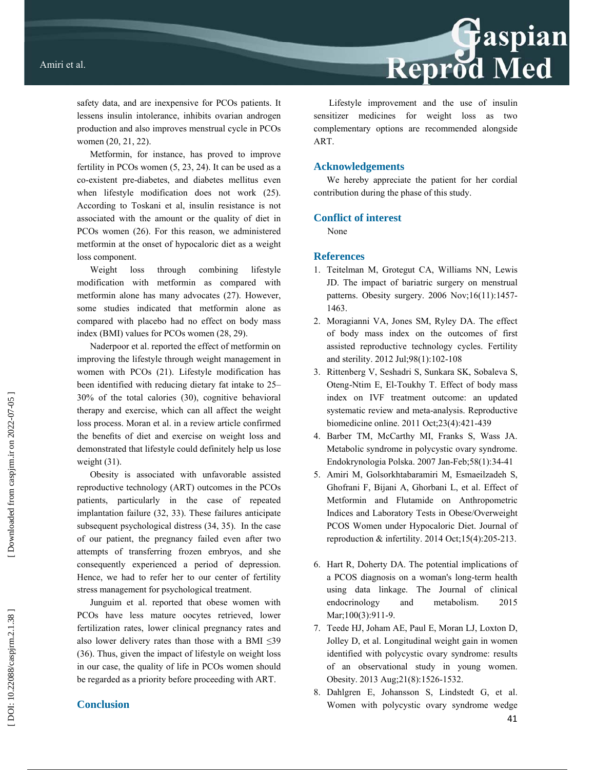safety data, and are inexpensive for PCOs patients. It lessens insulin intolerance, inhibits ovarian androgen production and also improves menstrual cycle in PCOs women (20, 21, 22).

Metformin, for instance, has proved to improve fertility in PCOs women (5, 23, 24). It can be used as a co-existent pre-diabetes, and diabetes mellitus even when lifestyle modification does not work (25). According to Toskani et al, insulin resistance is not associated with the amount or the quality of diet in PCOs women (26). For this reason, we administered metformin at the onset of hypocaloric diet as a weight loss component.

Weight loss through combining lifestyle modification with metformin as compared with metformin alone has many advocates (27). However, some studies indicated that metformin alone as compared with placebo had no effect on body mass index (BMI) values for PCOs women (28, 29).

Naderpoor et al. reported the effect of metformin on improving the lifestyle through weight management in women with PCOs (21). Lifestyle modification has been identified with reducing dietary fat intake to 25–30% of the total calories (30), cognitive behavioral therapy and exercise, which can all affect the weight loss process. Moran et al. in a review article confirmed the benefits of diet and exercise on weight loss and demonstrated that lifestyle could definitely help us lose weight (31).

Obesity is associated with unfavorable assisted reproductive technology (ART) outcomes in the PCOs patients, particularly in the case of repeated implantation failure (32, 33). These failures anticipate subsequent psychological distress (34, 35). In the case of our patient, the pregnancy failed even after two attempts of transferring frozen embryos, and she consequently experienced a period of depression. Hence, we had to refer her to our center of fertility stress management for psychological treatment.

Junguim et al. reported that obese women with PCOs have less mature oocytes retrieved, lower fertilization rates, lower clinical pregnancy rates and also lower delivery rates than those with a BMI ≤39 (36). Thus, given the impact of lifestyle on weight loss in our case, the quality of life in PCOs women should be regarded as a priority before proceeding with ART.

## Conclusion

Lifestyle improvement and the use of insulin sensitizer medicines for weight loss as two complementary options are recommended alongside ART.

## Acknowledgements

We hereby appreciate the patient for her cordial contribution during the phase of this study.

## Conflict of interest

None

## References

1. Teitelman M, Grotegut CA, Williams NN, Lewis JD. The impact of bariatric surgery on menstrual patterns. Obesity surgery. 2006 Nov;16(11):1457-1463.
2. Moragianni VA, Jones SM, Ryley DA. The effect of body mass index on the outcomes of first assisted reproductive technology cycles. Fertility and sterility. 2012 Jul;98(1):102-108
3. Rittenberg V, Seshadri S, Sunkara SK, Sobaleva S, Oteng-Ntim E, El-Toukhy T. Effect of body mass index on IVF treatment outcome: an updated systematic review and meta-analysis. Reproductive biomedicine online. 2011 Oct;23(4):421-439
4. Barber TM, McCarthy MI, Franks S, Wass JA. Metabolic syndrome in polycystic ovary syndrome. Endokrynologia Polska. 2007 Jan-Feb;58(1):34-41
5. Amiri M, Golsorkhtabaramiri M, Esmaeilzadeh S, Ghofrani F, Bijani A, Ghorbani L, et al. Effect of Metformin and Flutamide on Anthropometric Indices and Laboratory Tests in Obese/Overweight PCOS Women under Hypocaloric Diet. Journal of reproduction & infertility. 2014 Oct;15(4):205-213.
6. Hart R, Doherty DA. The potential implications of a PCOS diagnosis on a woman's long-term health using data linkage. The Journal of clinical endocrinology and metabolism. 2015 Mar;100(3):911-9.
7. Teede HJ, Joham AE, Paul E, Moran LJ, Loxton D, Jolley D, et al. Longitudinal weight gain in women identified with polycystic ovary syndrome: results of an observational study in young women. Obesity. 2013 Aug;21(8):1526-1532.
8. Dahlgren E, Johansson S, Lindstedt G, et al. Women with polycystic ovary syndrome wedge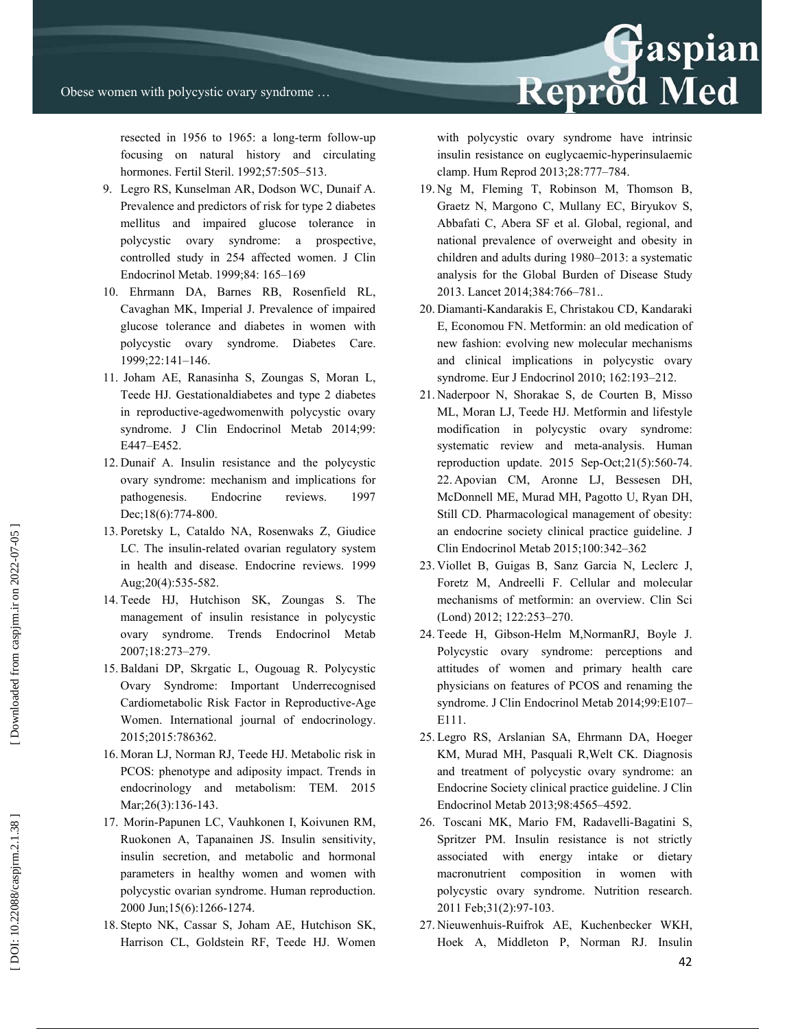resected in 1956 to 1965: a long-term follow-up focusing on natural history and circulating hormones. Fertil Steril. 1992;57:505–513.

9. Legro RS, Kunselman AR, Dodson WC, Dunaif A. Prevalence and predictors of risk for type 2 diabetes mellitus and impaired glucose tolerance in polycystic ovary syndrome: a prospective, controlled study in 254 affected women. J Clin Endocrinol Metab. 1999;84: 165–169
10. Ehrmann DA, Barnes RB, Rosenfield RL, Cavaghan MK, Imperial J. Prevalence of impaired glucose tolerance and diabetes in women with polycystic ovary syndrome. Diabetes Care. 1999;22:141–146.
11. Joham AE, Ranasinha S, Zoungas S, Moran L, Teede HJ. Gestationaldiabetes and type 2 diabetes in reproductive-agedwomenwith polycystic ovary syndrome. J Clin Endocrinol Metab 2014;99: E447–E452.
12. Dunaif A. Insulin resistance and the polycystic ovary syndrome: mechanism and implications for pathogenesis. Endocrine reviews. 1997 Dec;18(6):774-800.
13. Poretsky L, Cataldo NA, Rosenwaks Z, Giudice LC. The insulin-related ovarian regulatory system in health and disease. Endocrine reviews. 1999 Aug;20(4):535-582.
14. Teede HJ, Hutchison SK, Zoungas S. The management of insulin resistance in polycystic ovary syndrome. Trends Endocrinol Metab 2007;18:273–279.
15. Baldani DP, Skrgatic L, Ougouag R. Polycystic Ovary Syndrome: Important Underrecognised Cardiometabolic Risk Factor in Reproductive-Age Women. International journal of endocrinology. 2015;2015:786362.
16. Moran LJ, Norman RJ, Teede HJ. Metabolic risk in PCOS: phenotype and adiposity impact. Trends in endocrinology and metabolism: TEM. 2015 Mar;26(3):136-143.
17. Morin-Papunen LC, Vauhkonen I, Koivunen RM, Ruokonen A, Tapanainen JS. Insulin sensitivity, insulin secretion, and metabolic and hormonal parameters in healthy women and women with polycystic ovarian syndrome. Human reproduction. 2000 Jun;15(6):1266-1274.
18. Stepto NK, Cassar S, Joham AE, Hutchison SK, Harrison CL, Goldstein RF, Teede HJ. Women with polycystic ovary syndrome have intrinsic insulin resistance on euglycaemic-hyperinsulaemic clamp. Hum Reprod 2013;28:777–784.
19. Ng M, Fleming T, Robinson M, Thomson B, Graetz N, Margono C, Mullany EC, Biryukov S, Abbafati C, Abera SF et al. Global, regional, and national prevalence of overweight and obesity in children and adults during 1980–2013: a systematic analysis for the Global Burden of Disease Study 2013. Lancet 2014;384:766–781..
20. Diamanti-Kandarakis E, Christakou CD, Kandaraki E, Economou FN. Metformin: an old medication of new fashion: evolving new molecular mechanisms and clinical implications in polycystic ovary syndrome. Eur J Endocrinol 2010; 162:193–212.
21. Naderpoor N, Shorakae S, de Courten B, Misso ML, Moran LJ, Teede HJ. Metformin and lifestyle modification in polycystic ovary syndrome: systematic review and meta-analysis. Human reproduction update. 2015 Sep-Oct;21(5):560-74.
22. Apovian CM, Aronne LJ, Bessesen DH, McDonnell ME, Murad MH, Pagotto U, Ryan DH, Still CD. Pharmacological management of obesity: an endocrine society clinical practice guideline. J Clin Endocrinol Metab 2015;100:342–362
23. Viollet B, Guigas B, Sanz Garcia N, Leclerc J, Foretz M, Andreelli F. Cellular and molecular mechanisms of metformin: an overview. Clin Sci (Lond) 2012; 122:253–270.
24. Teede H, Gibson-Helm M,NormanRJ, Boyle J. Polycystic ovary syndrome: perceptions and attitudes of women and primary health care physicians on features of PCOS and renaming the syndrome. J Clin Endocrinol Metab 2014;99:E107–E111.
25. Legro RS, Arslanian SA, Ehrmann DA, Hoeger KM, Murad MH, Pasquali R,Welt CK. Diagnosis and treatment of polycystic ovary syndrome: an Endocrine Society clinical practice guideline. J Clin Endocrinol Metab 2013;98:4565–4592.
26. Toscani MK, Mario FM, Radavelli-Bagatini S, Spritzer PM. Insulin resistance is not strictly associated with energy intake or dietary macronutrient composition in women with polycystic ovary syndrome. Nutrition research. 2011 Feb;31(2):97-103.
27. Nieuwenhuis-Ruifrok AE, Kuchenbecker WKH, Hoek A, Middleton P, Norman RJ. Insulin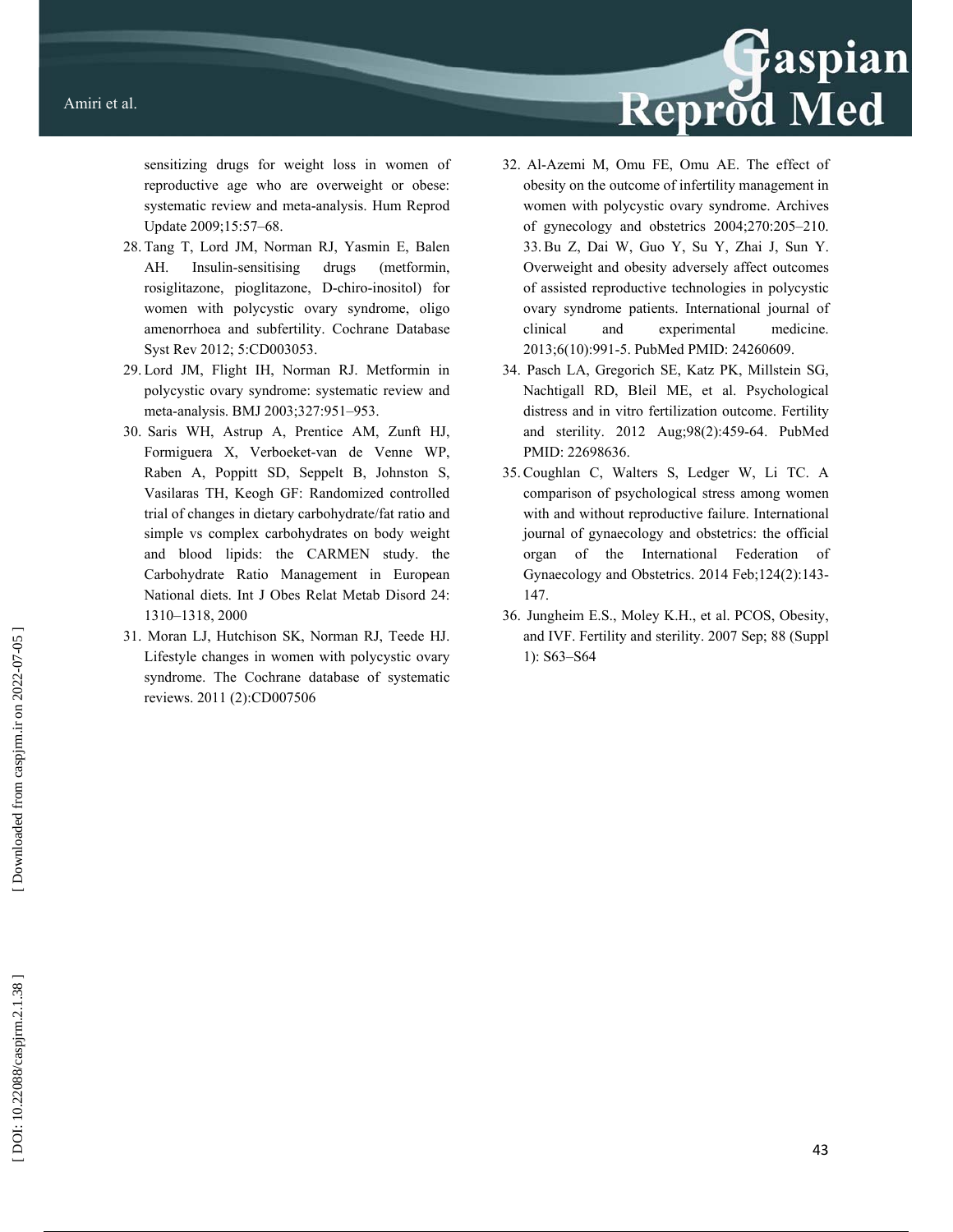sensitizing drugs for weight loss in women of reproductive age who are overweight or obese: systematic review and meta-analysis. Hum Reprod Update 2009;15:57–68.

28. Tang T, Lord JM, Norman RJ, Yasmin E, Balen AH. Insulin-sensitising drugs (metformin, rosiglitazone, pioglitazone, D-chiro-inositol) for women with polycystic ovary syndrome, oligo amenorrhoea and subfertility. Cochrane Database Syst Rev 2012; 5:CD003053.
29. Lord JM, Flight IH, Norman RJ. Metformin in polycystic ovary syndrome: systematic review and meta-analysis. BMJ 2003;327:951–953.
30. Saris WH, Astrup A, Prentice AM, Zunft HJ, Formiguera X, Verboeket-van de Venne WP, Raben A, Poppitt SD, Seppelt B, Johnston S, Vasilaras TH, Keogh GF: Randomized controlled trial of changes in dietary carbohydrate/fat ratio and simple vs complex carbohydrates on body weight and blood lipids: the CARMEN study. the Carbohydrate Ratio Management in European National diets. Int J Obes Relat Metab Disord 24: 1310–1318, 2000
31. Moran LJ, Hutchison SK, Norman RJ, Teede HJ. Lifestyle changes in women with polycystic ovary syndrome. The Cochrane database of systematic reviews. 2011 (2):CD007506
32. Al-Azemi M, Omu FE, Omu AE. The effect of obesity on the outcome of infertility management in women with polycystic ovary syndrome. Archives of gynecology and obstetrics 2004;270:205–210.
33. Bu Z, Dai W, Guo Y, Su Y, Zhai J, Sun Y. Overweight and obesity adversely affect outcomes of assisted reproductive technologies in polycystic ovary syndrome patients. International journal of clinical and experimental medicine. 2013;6(10):991-5. PubMed PMID: 24260609.
34. Pasch LA, Gregorich SE, Katz PK, Millstein SG, Nachtigall RD, Bleil ME, et al. Psychological distress and in vitro fertilization outcome. Fertility and sterility. 2012 Aug;98(2):459-64. PubMed PMID: 22698636.
35. Coughlan C, Walters S, Ledger W, Li TC. A comparison of psychological stress among women with and without reproductive failure. International journal of gynaecology and obstetrics: the official organ of the International Federation of Gynaecology and Obstetrics. 2014 Feb;124(2):143-147.
36. Jungheim E.S., Moley K.H., et al. PCOS, Obesity, and IVF. Fertility and sterility. 2007 Sep; 88 (Suppl 1): S63–S64